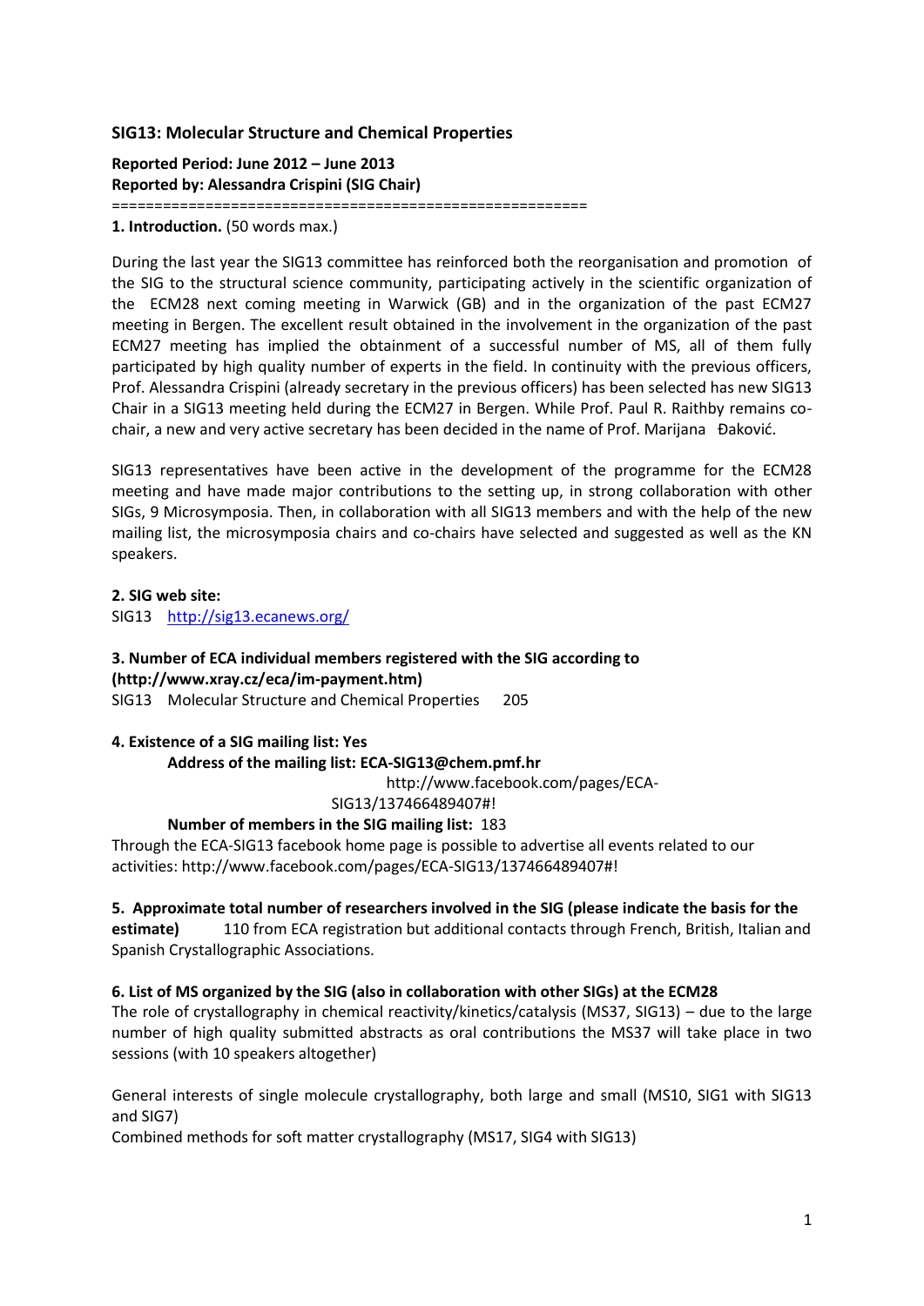**SIG13: Molecular Structure and Chemical Properties**

**Reported Period: June 2012 – June 2013**
**Reported by: Alessandra Crispini (SIG Chair)**

=======================================================

**1. Introduction.** (50 words max.)

During the last year the SIG13 committee has reinforced both the reorganisation and promotion of the SIG to the structural science community, participating actively in the scientific organization of the ECM28 next coming meeting in Warwick (GB) and in the organization of the past ECM27 meeting in Bergen. The excellent result obtained in the involvement in the organization of the past ECM27 meeting has implied the obtainment of a successful number of MS, all of them fully participated by high quality number of experts in the field. In continuity with the previous officers, Prof. Alessandra Crispini (already secretary in the previous officers) has been selected has new SIG13 Chair in a SIG13 meeting held during the ECM27 in Bergen. While Prof. Paul R. Raithby remains co-chair, a new and very active secretary has been decided in the name of Prof. Marijana Đaković.

SIG13 representatives have been active in the development of the programme for the ECM28 meeting and have made major contributions to the setting up, in strong collaboration with other SIGs, 9 Microsymposia. Then, in collaboration with all SIG13 members and with the help of the new mailing list, the microsymposia chairs and co-chairs have selected and suggested as well as the KN speakers.

**2. SIG web site:**
SIG13 http://sig13.ecanews.org/

**3. Number of ECA individual members registered with the SIG according to (http://www.xray.cz/eca/im-payment.htm)**
SIG13 Molecular Structure and Chemical Properties 205

**4. Existence of a SIG mailing list: Yes**

**Address of the mailing list: ECA-SIG13@chem.pmf.hr**
http://www.facebook.com/pages/ECA-SIG13/137466489407#!

**Number of members in the SIG mailing list:** 183

Through the ECA-SIG13 facebook home page is possible to advertise all events related to our activities: http://www.facebook.com/pages/ECA-SIG13/137466489407#!

**5. Approximate total number of researchers involved in the SIG (please indicate the basis for the estimate)** 110 from ECA registration but additional contacts through French, British, Italian and Spanish Crystallographic Associations.

**6. List of MS organized by the SIG (also in collaboration with other SIGs) at the ECM28**

The role of crystallography in chemical reactivity/kinetics/catalysis (MS37, SIG13) – due to the large number of high quality submitted abstracts as oral contributions the MS37 will take place in two sessions (with 10 speakers altogether)

General interests of single molecule crystallography, both large and small (MS10, SIG1 with SIG13 and SIG7)

Combined methods for soft matter crystallography (MS17, SIG4 with SIG13)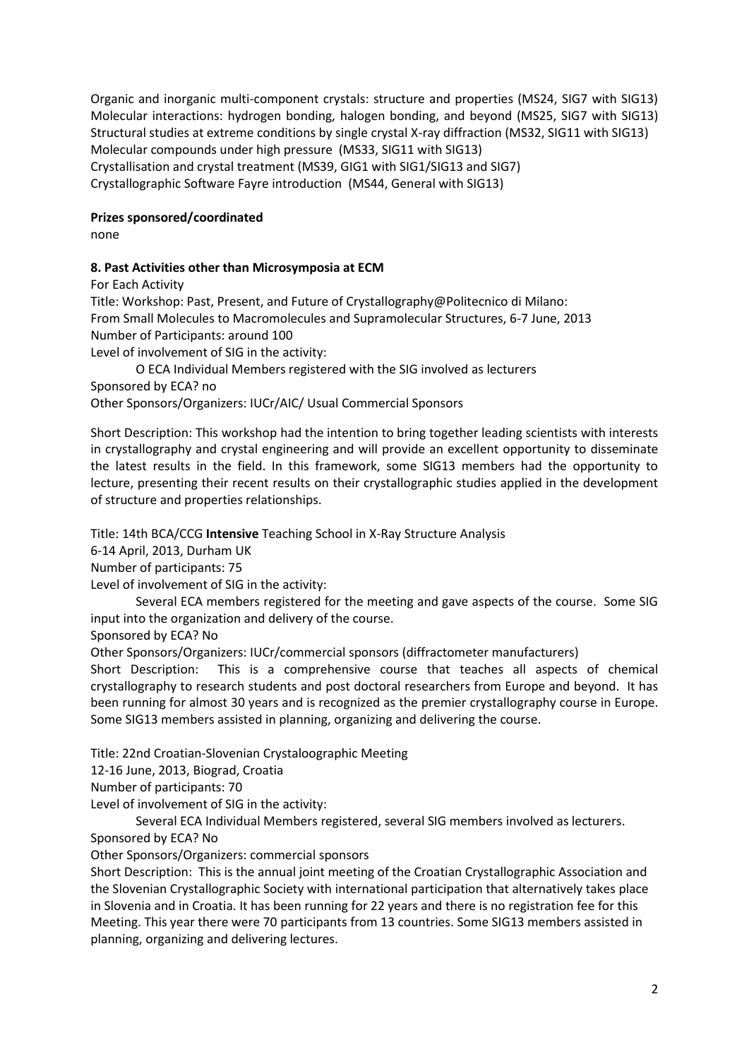Organic and inorganic multi-component crystals: structure and properties (MS24, SIG7 with SIG13)
Molecular interactions: hydrogen bonding, halogen bonding, and beyond (MS25, SIG7 with SIG13)
Structural studies at extreme conditions by single crystal X-ray diffraction (MS32, SIG11 with SIG13)
Molecular compounds under high pressure (MS33, SIG11 with SIG13)
Crystallisation and crystal treatment (MS39, GIG1 with SIG1/SIG13 and SIG7)
Crystallographic Software Fayre introduction (MS44, General with SIG13)

**Prizes sponsored/coordinated**

none

**8. Past Activities other than Microsymposia at ECM**

For Each Activity

Title: Workshop: Past, Present, and Future of Crystallography@Politecnico di Milano: From Small Molecules to Macromolecules and Supramolecular Structures, 6-7 June, 2013

Number of Participants: around 100

Level of involvement of SIG in the activity:

O ECA Individual Members registered with the SIG involved as lecturers

Sponsored by ECA? no

Other Sponsors/Organizers: IUCr/AIC/ Usual Commercial Sponsors

Short Description: This workshop had the intention to bring together leading scientists with interests in crystallography and crystal engineering and will provide an excellent opportunity to disseminate the latest results in the field. In this framework, some SIG13 members had the opportunity to lecture, presenting their recent results on their crystallographic studies applied in the development of structure and properties relationships.

Title: 14th BCA/CCG **Intensive** Teaching School in X-Ray Structure Analysis

6-14 April, 2013, Durham UK

Number of participants: 75

Level of involvement of SIG in the activity:

Several ECA members registered for the meeting and gave aspects of the course. Some SIG input into the organization and delivery of the course.

Sponsored by ECA? No

Other Sponsors/Organizers: IUCr/commercial sponsors (diffractometer manufacturers)

Short Description: This is a comprehensive course that teaches all aspects of chemical crystallography to research students and post doctoral researchers from Europe and beyond. It has been running for almost 30 years and is recognized as the premier crystallography course in Europe. Some SIG13 members assisted in planning, organizing and delivering the course.

Title: 22nd Croatian-Slovenian Crystaloographic Meeting

12-16 June, 2013, Biograd, Croatia

Number of participants: 70

Level of involvement of SIG in the activity:

Several ECA Individual Members registered, several SIG members involved as lecturers.

Sponsored by ECA? No

Other Sponsors/Organizers: commercial sponsors

Short Description: This is the annual joint meeting of the Croatian Crystallographic Association and the Slovenian Crystallographic Society with international participation that alternatively takes place in Slovenia and in Croatia. It has been running for 22 years and there is no registration fee for this Meeting. This year there were 70 participants from 13 countries. Some SIG13 members assisted in planning, organizing and delivering lectures.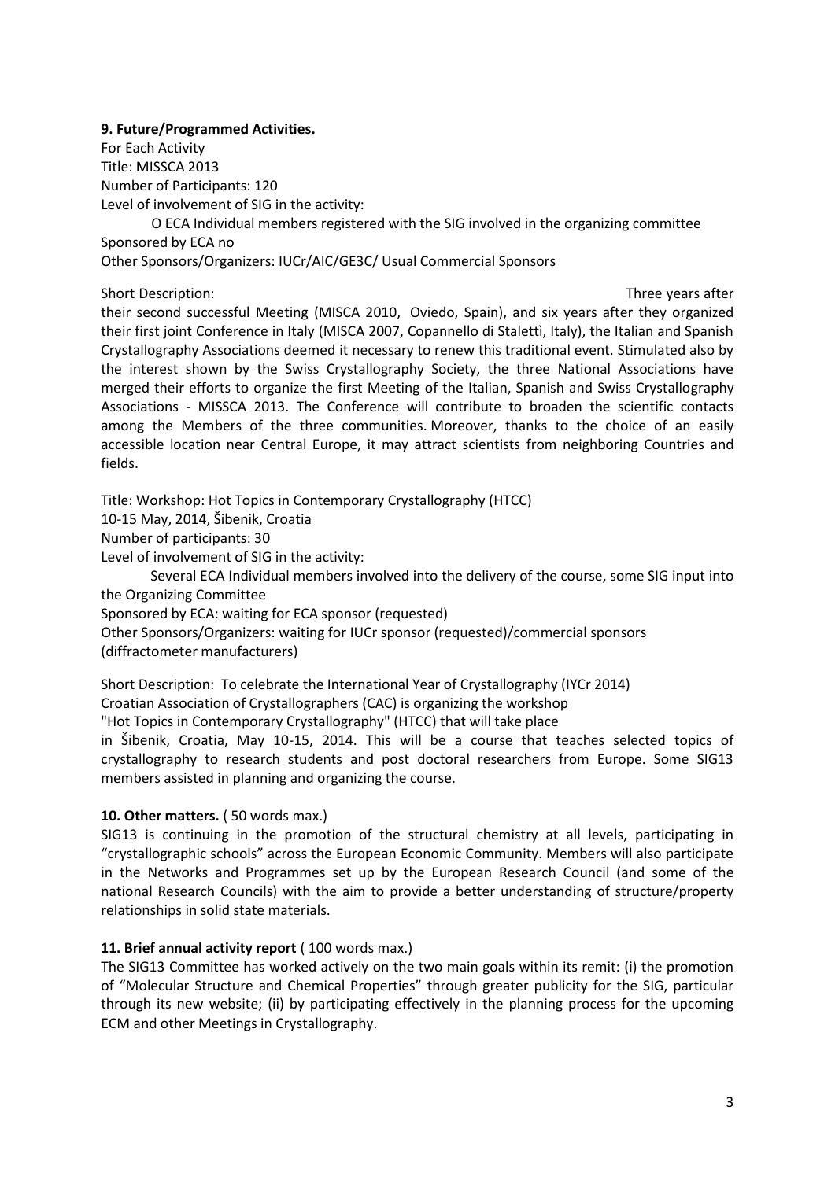**9. Future/Programmed Activities.**

For Each Activity
Title: MISSCA 2013
Number of Participants: 120
Level of involvement of SIG in the activity:

O ECA Individual members registered with the SIG involved in the organizing committee

Sponsored by ECA no
Other Sponsors/Organizers: IUCr/AIC/GE3C/ Usual Commercial Sponsors

Short Description: Three years after their second successful Meeting (MISCA 2010, Oviedo, Spain), and six years after they organized their first joint Conference in Italy (MISCA 2007, Copannello di Stalettì, Italy), the Italian and Spanish Crystallography Associations deemed it necessary to renew this traditional event. Stimulated also by the interest shown by the Swiss Crystallography Society, the three National Associations have merged their efforts to organize the first Meeting of the Italian, Spanish and Swiss Crystallography Associations - MISSCA 2013. The Conference will contribute to broaden the scientific contacts among the Members of the three communities. Moreover, thanks to the choice of an easily accessible location near Central Europe, it may attract scientists from neighboring Countries and fields.

Title: Workshop: Hot Topics in Contemporary Crystallography (HTCC)
10-15 May, 2014, Šibenik, Croatia
Number of participants: 30
Level of involvement of SIG in the activity:

Several ECA Individual members involved into the delivery of the course, some SIG input into the Organizing Committee

Sponsored by ECA: waiting for ECA sponsor (requested)
Other Sponsors/Organizers: waiting for IUCr sponsor (requested)/commercial sponsors (diffractometer manufacturers)

Short Description: To celebrate the International Year of Crystallography (IYCr 2014) Croatian Association of Crystallographers (CAC) is organizing the workshop "Hot Topics in Contemporary Crystallography" (HTCC) that will take place in Šibenik, Croatia, May 10-15, 2014. This will be a course that teaches selected topics of crystallography to research students and post doctoral researchers from Europe. Some SIG13 members assisted in planning and organizing the course.

**10. Other matters.** ( 50 words max.)

SIG13 is continuing in the promotion of the structural chemistry at all levels, participating in "crystallographic schools" across the European Economic Community. Members will also participate in the Networks and Programmes set up by the European Research Council (and some of the national Research Councils) with the aim to provide a better understanding of structure/property relationships in solid state materials.

**11. Brief annual activity report** ( 100 words max.)

The SIG13 Committee has worked actively on the two main goals within its remit: (i) the promotion of "Molecular Structure and Chemical Properties" through greater publicity for the SIG, particular through its new website; (ii) by participating effectively in the planning process for the upcoming ECM and other Meetings in Crystallography.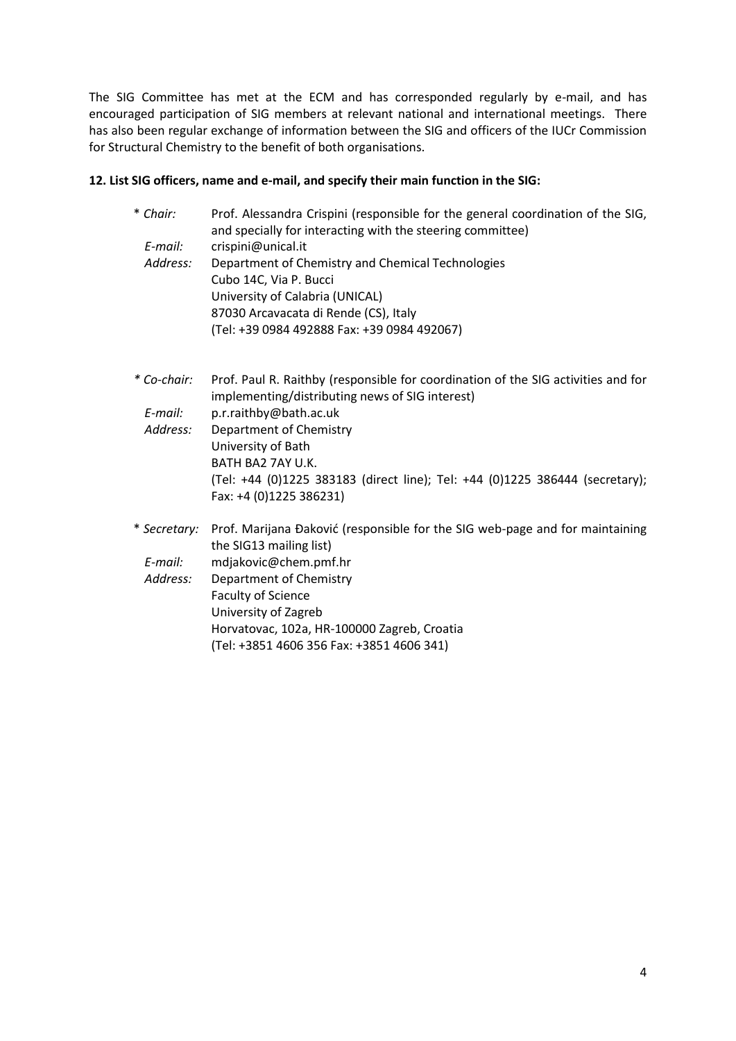The SIG Committee has met at the ECM and has corresponded regularly by e-mail, and has encouraged participation of SIG members at relevant national and international meetings. There has also been regular exchange of information between the SIG and officers of the IUCr Commission for Structural Chemistry to the benefit of both organisations.

**12. List SIG officers, name and e-mail, and specify their main function in the SIG:**

\* *Chair:* Prof. Alessandra Crispini (responsible for the general coordination of the SIG, and specially for interacting with the steering committee)
*E-mail:* crispini@unical.it
*Address:* Department of Chemistry and Chemical Technologies
Cubo 14C, Via P. Bucci
University of Calabria (UNICAL)
87030 Arcavacata di Rende (CS), Italy
(Tel: +39 0984 492888 Fax: +39 0984 492067)

\* *Co-chair:* Prof. Paul R. Raithby (responsible for coordination of the SIG activities and for implementing/distributing news of SIG interest)
*E-mail:* p.r.raithby@bath.ac.uk
*Address:* Department of Chemistry
University of Bath
BATH BA2 7AY U.K.
(Tel: +44 (0)1225 383183 (direct line); Tel: +44 (0)1225 386444 (secretary); Fax: +4 (0)1225 386231)

\* *Secretary:* Prof. Marijana Đaković (responsible for the SIG web-page and for maintaining the SIG13 mailing list)
*E-mail:* mdjakovic@chem.pmf.hr
*Address:* Department of Chemistry
Faculty of Science
University of Zagreb
Horvatovac, 102a, HR-100000 Zagreb, Croatia
(Tel: +3851 4606 356 Fax: +3851 4606 341)